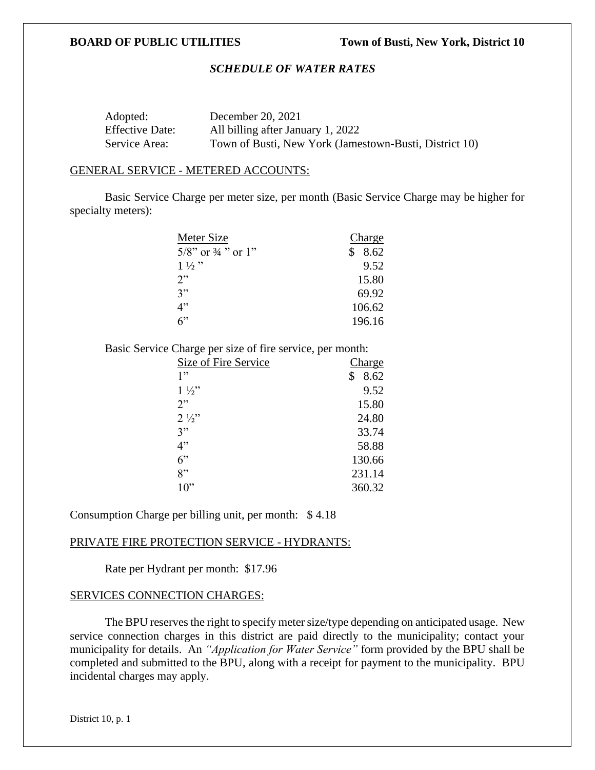**BOARD OF PUBLIC UTILITIES** **Town of Busti, New York, District 10**

## *SCHEDULE OF WATER RATES*

| | |
|---|---|
| Adopted: | December 20, 2021 |
| Effective Date: | All billing after January 1, 2022 |
| Service Area: | Town of Busti, New York (Jamestown-Busti, District 10) |

### GENERAL SERVICE - METERED ACCOUNTS:

Basic Service Charge per meter size, per month (Basic Service Charge may be higher for specialty meters):

| Meter Size | Charge |
|---|---|
| 5/8” or ¾ ” or 1” | $ 8.62 |
| 1 ½ ” | 9.52 |
| 2” | 15.80 |
| 3” | 69.92 |
| 4” | 106.62 |
| 6” | 196.16 |

Basic Service Charge per size of fire service, per month:

| Size of Fire Service | Charge |
|---|---|
| 1” | $ 8.62 |
| 1 ½” | 9.52 |
| 2” | 15.80 |
| 2 ½” | 24.80 |
| 3” | 33.74 |
| 4” | 58.88 |
| 6” | 130.66 |
| 8” | 231.14 |
| 10” | 360.32 |

Consumption Charge per billing unit, per month: $ 4.18

### PRIVATE FIRE PROTECTION SERVICE - HYDRANTS:

Rate per Hydrant per month: $17.96

### SERVICES CONNECTION CHARGES:

The BPU reserves the right to specify meter size/type depending on anticipated usage. New service connection charges in this district are paid directly to the municipality; contact your municipality for details. An *“Application for Water Service”* form provided by the BPU shall be completed and submitted to the BPU, along with a receipt for payment to the municipality. BPU incidental charges may apply.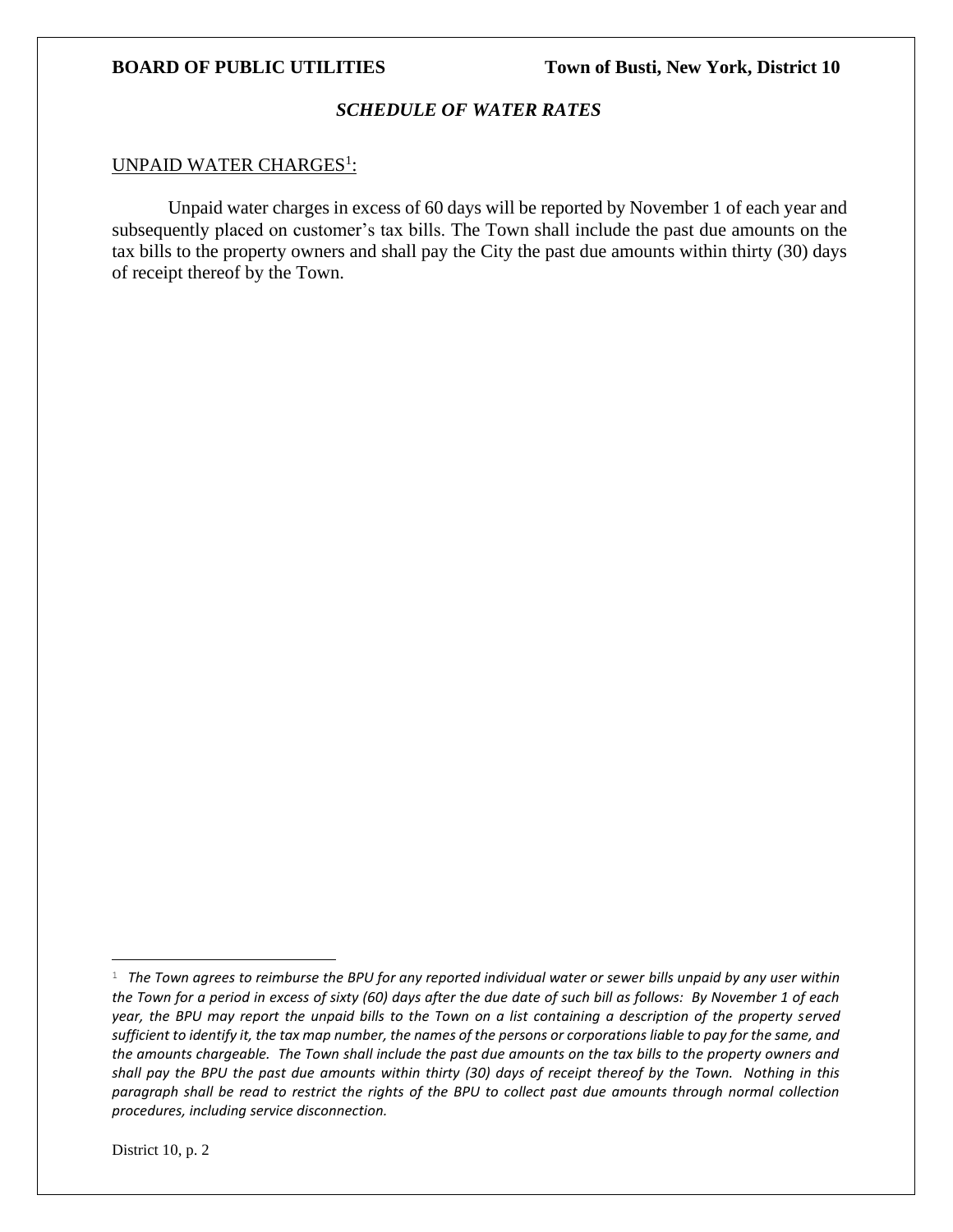**BOARD OF PUBLIC UTILITIES** **Town of Busti, New York, District 10**

## *SCHEDULE OF WATER RATES*

UNPAID WATER CHARGES[1]:

Unpaid water charges in excess of 60 days will be reported by November 1 of each year and subsequently placed on customer's tax bills. The Town shall include the past due amounts on the tax bills to the property owners and shall pay the City the past due amounts within thirty (30) days of receipt thereof by the Town.

---

[1] *The Town agrees to reimburse the BPU for any reported individual water or sewer bills unpaid by any user within the Town for a period in excess of sixty (60) days after the due date of such bill as follows: By November 1 of each year, the BPU may report the unpaid bills to the Town on a list containing a description of the property served sufficient to identify it, the tax map number, the names of the persons or corporations liable to pay for the same, and the amounts chargeable. The Town shall include the past due amounts on the tax bills to the property owners and shall pay the BPU the past due amounts within thirty (30) days of receipt thereof by the Town. Nothing in this paragraph shall be read to restrict the rights of the BPU to collect past due amounts through normal collection procedures, including service disconnection.*